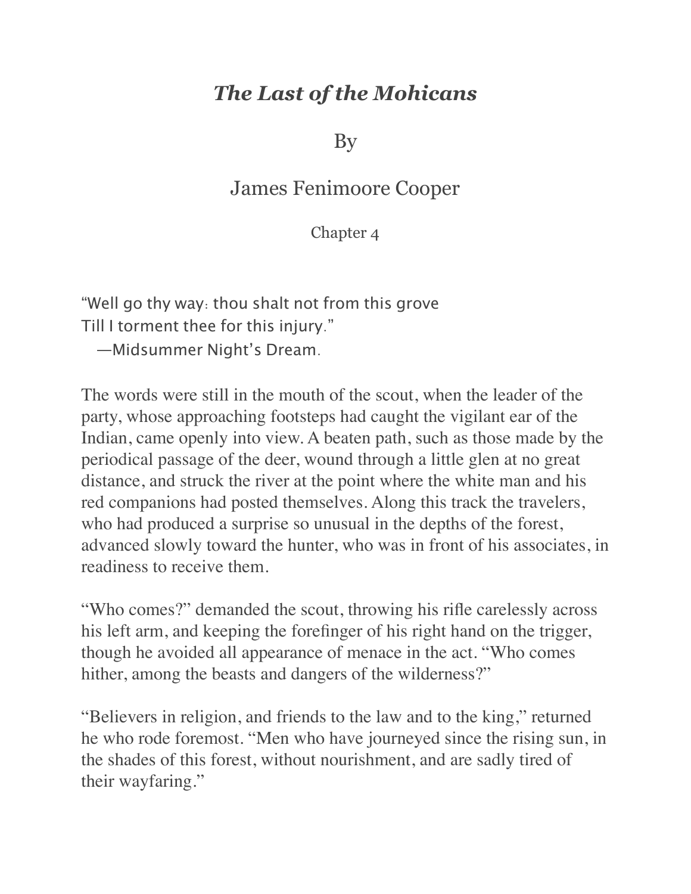# *The Last of the Mohicans*

By

James Fenimoore Cooper

Chapter 4

"Well go thy way: thou shalt not from this grove
Till I torment thee for this injury."
—Midsummer Night's Dream.

The words were still in the mouth of the scout, when the leader of the party, whose approaching footsteps had caught the vigilant ear of the Indian, came openly into view. A beaten path, such as those made by the periodical passage of the deer, wound through a little glen at no great distance, and struck the river at the point where the white man and his red companions had posted themselves. Along this track the travelers, who had produced a surprise so unusual in the depths of the forest, advanced slowly toward the hunter, who was in front of his associates, in readiness to receive them.

"Who comes?" demanded the scout, throwing his rifle carelessly across his left arm, and keeping the forefinger of his right hand on the trigger, though he avoided all appearance of menace in the act. "Who comes hither, among the beasts and dangers of the wilderness?"

"Believers in religion, and friends to the law and to the king," returned he who rode foremost. "Men who have journeyed since the rising sun, in the shades of this forest, without nourishment, and are sadly tired of their wayfaring."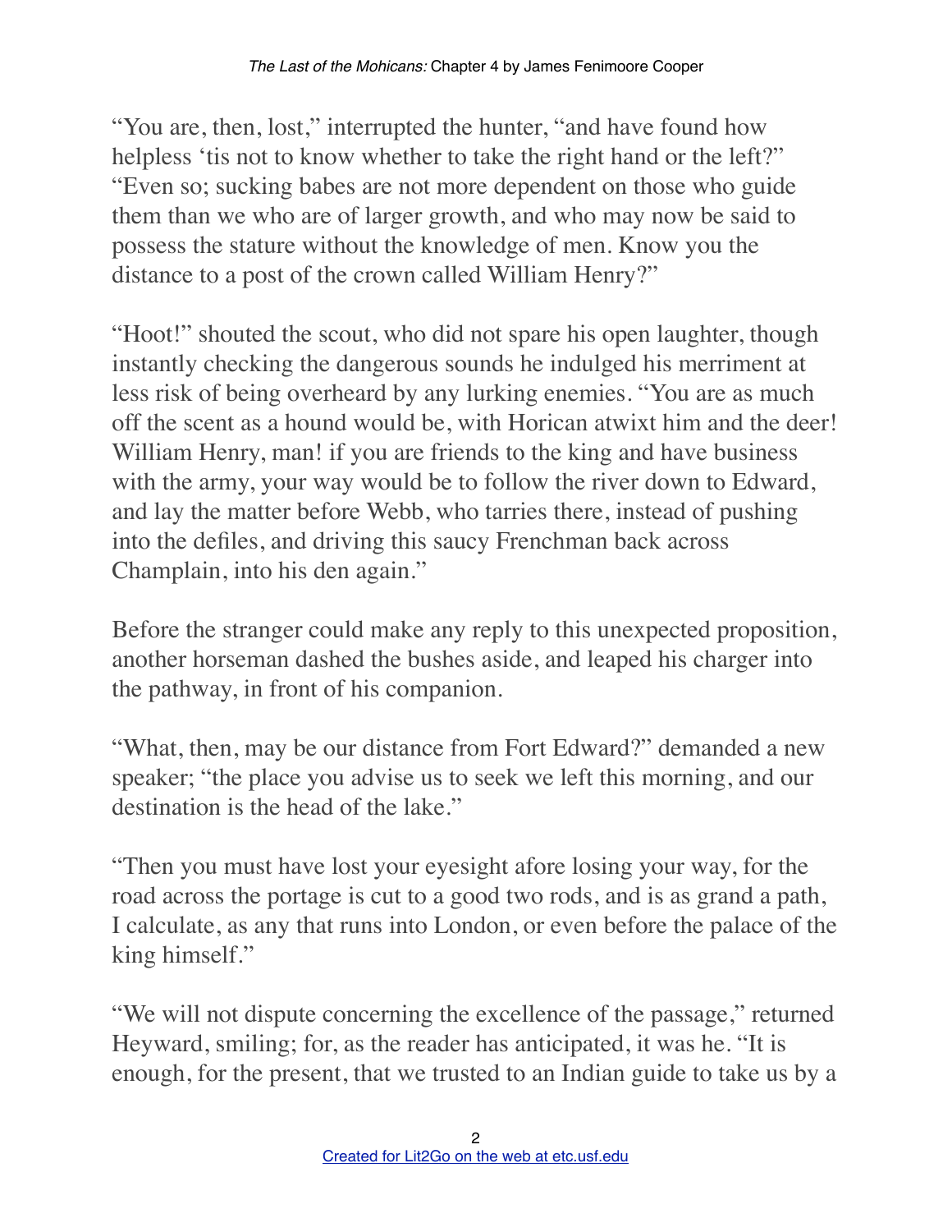"You are, then, lost," interrupted the hunter, "and have found how helpless 'tis not to know whether to take the right hand or the left?" "Even so; sucking babes are not more dependent on those who guide them than we who are of larger growth, and who may now be said to possess the stature without the knowledge of men. Know you the distance to a post of the crown called William Henry?"

"Hoot!" shouted the scout, who did not spare his open laughter, though instantly checking the dangerous sounds he indulged his merriment at less risk of being overheard by any lurking enemies. "You are as much off the scent as a hound would be, with Horican atwixt him and the deer! William Henry, man! if you are friends to the king and have business with the army, your way would be to follow the river down to Edward, and lay the matter before Webb, who tarries there, instead of pushing into the defiles, and driving this saucy Frenchman back across Champlain, into his den again."

Before the stranger could make any reply to this unexpected proposition, another horseman dashed the bushes aside, and leaped his charger into the pathway, in front of his companion.

"What, then, may be our distance from Fort Edward?" demanded a new speaker; "the place you advise us to seek we left this morning, and our destination is the head of the lake."

"Then you must have lost your eyesight afore losing your way, for the road across the portage is cut to a good two rods, and is as grand a path, I calculate, as any that runs into London, or even before the palace of the king himself."

"We will not dispute concerning the excellence of the passage," returned Heyward, smiling; for, as the reader has anticipated, it was he. "It is enough, for the present, that we trusted to an Indian guide to take us by a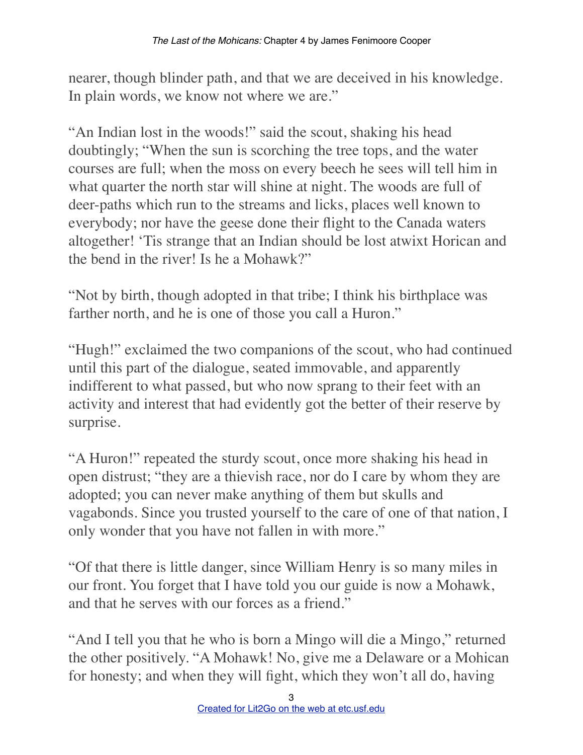nearer, though blinder path, and that we are deceived in his knowledge. In plain words, we know not where we are."

"An Indian lost in the woods!" said the scout, shaking his head doubtingly; "When the sun is scorching the tree tops, and the water courses are full; when the moss on every beech he sees will tell him in what quarter the north star will shine at night. The woods are full of deer-paths which run to the streams and licks, places well known to everybody; nor have the geese done their flight to the Canada waters altogether! 'Tis strange that an Indian should be lost atwixt Horican and the bend in the river! Is he a Mohawk?"

"Not by birth, though adopted in that tribe; I think his birthplace was farther north, and he is one of those you call a Huron."

"Hugh!" exclaimed the two companions of the scout, who had continued until this part of the dialogue, seated immovable, and apparently indifferent to what passed, but who now sprang to their feet with an activity and interest that had evidently got the better of their reserve by surprise.

"A Huron!" repeated the sturdy scout, once more shaking his head in open distrust; "they are a thievish race, nor do I care by whom they are adopted; you can never make anything of them but skulls and vagabonds. Since you trusted yourself to the care of one of that nation, I only wonder that you have not fallen in with more."

"Of that there is little danger, since William Henry is so many miles in our front. You forget that I have told you our guide is now a Mohawk, and that he serves with our forces as a friend."

"And I tell you that he who is born a Mingo will die a Mingo," returned the other positively. "A Mohawk! No, give me a Delaware or a Mohican for honesty; and when they will fight, which they won't all do, having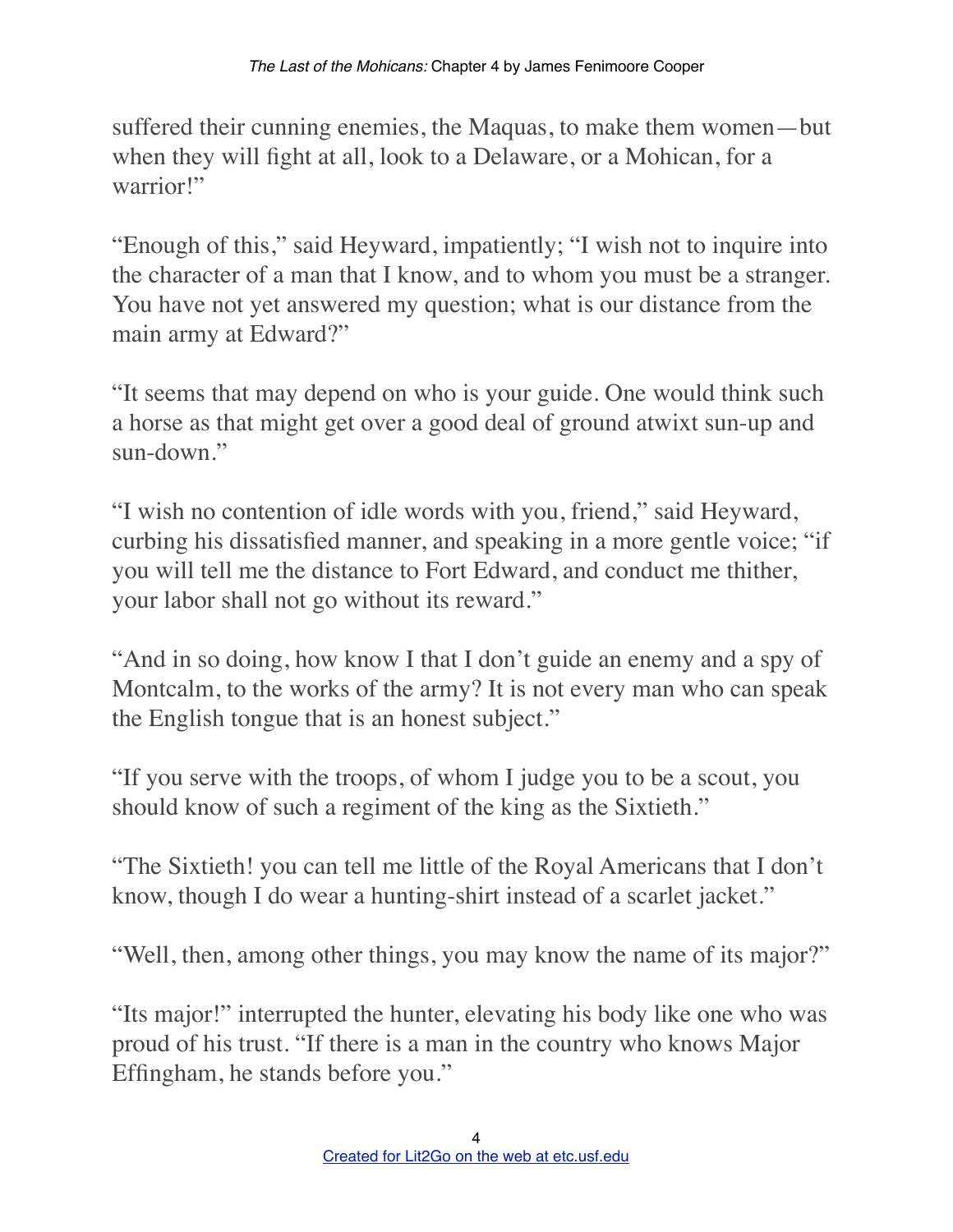suffered their cunning enemies, the Maquas, to make them women—but when they will fight at all, look to a Delaware, or a Mohican, for a warrior!"

"Enough of this," said Heyward, impatiently; "I wish not to inquire into the character of a man that I know, and to whom you must be a stranger. You have not yet answered my question; what is our distance from the main army at Edward?"

"It seems that may depend on who is your guide. One would think such a horse as that might get over a good deal of ground atwixt sun-up and sun-down."

"I wish no contention of idle words with you, friend," said Heyward, curbing his dissatisfied manner, and speaking in a more gentle voice; "if you will tell me the distance to Fort Edward, and conduct me thither, your labor shall not go without its reward."

"And in so doing, how know I that I don't guide an enemy and a spy of Montcalm, to the works of the army? It is not every man who can speak the English tongue that is an honest subject."

"If you serve with the troops, of whom I judge you to be a scout, you should know of such a regiment of the king as the Sixtieth."

"The Sixtieth! you can tell me little of the Royal Americans that I don't know, though I do wear a hunting-shirt instead of a scarlet jacket."

"Well, then, among other things, you may know the name of its major?"

"Its major!" interrupted the hunter, elevating his body like one who was proud of his trust. "If there is a man in the country who knows Major Effingham, he stands before you."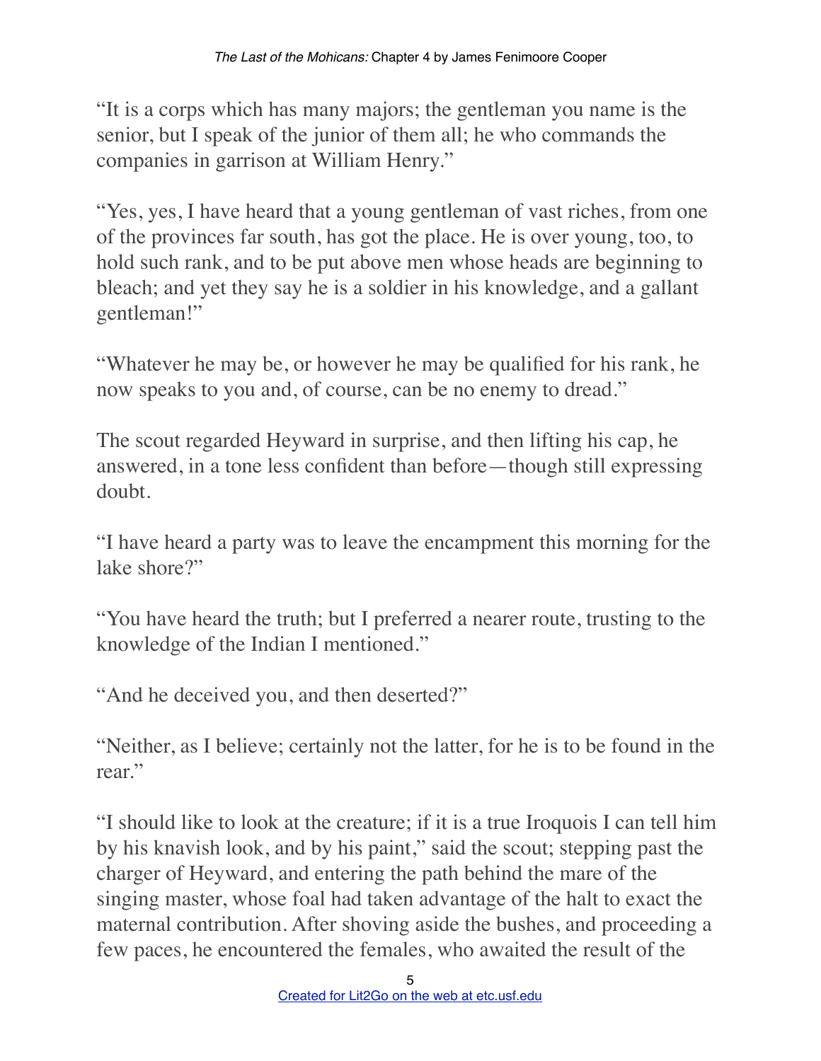"It is a corps which has many majors; the gentleman you name is the senior, but I speak of the junior of them all; he who commands the companies in garrison at William Henry."

"Yes, yes, I have heard that a young gentleman of vast riches, from one of the provinces far south, has got the place. He is over young, too, to hold such rank, and to be put above men whose heads are beginning to bleach; and yet they say he is a soldier in his knowledge, and a gallant gentleman!"

"Whatever he may be, or however he may be qualified for his rank, he now speaks to you and, of course, can be no enemy to dread."

The scout regarded Heyward in surprise, and then lifting his cap, he answered, in a tone less confident than before—though still expressing doubt.

"I have heard a party was to leave the encampment this morning for the lake shore?"

"You have heard the truth; but I preferred a nearer route, trusting to the knowledge of the Indian I mentioned."

"And he deceived you, and then deserted?"

"Neither, as I believe; certainly not the latter, for he is to be found in the rear."

"I should like to look at the creature; if it is a true Iroquois I can tell him by his knavish look, and by his paint," said the scout; stepping past the charger of Heyward, and entering the path behind the mare of the singing master, whose foal had taken advantage of the halt to exact the maternal contribution. After shoving aside the bushes, and proceeding a few paces, he encountered the females, who awaited the result of the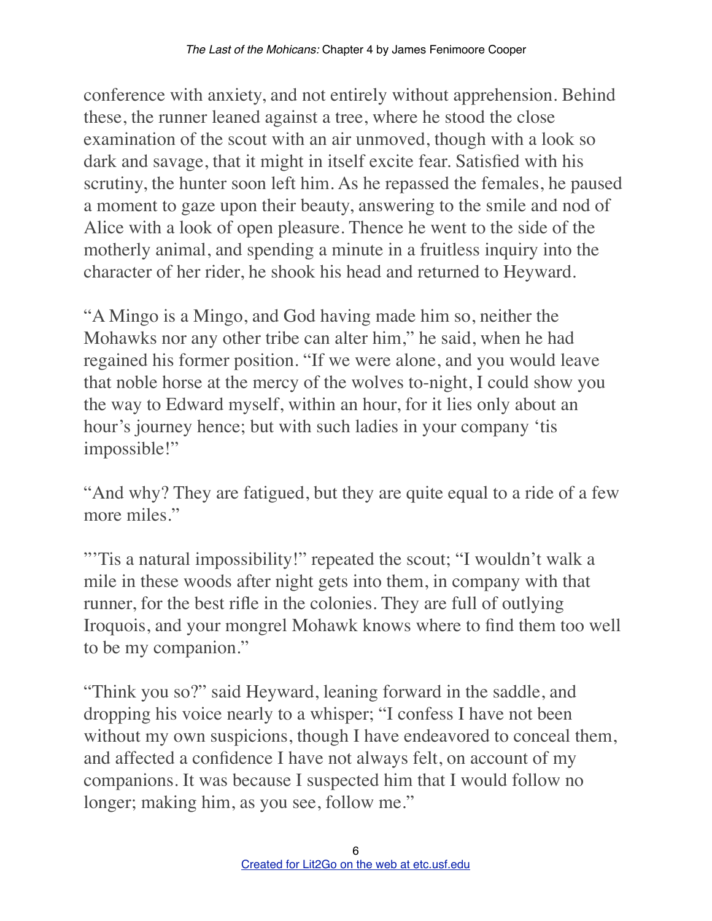conference with anxiety, and not entirely without apprehension. Behind these, the runner leaned against a tree, where he stood the close examination of the scout with an air unmoved, though with a look so dark and savage, that it might in itself excite fear. Satisfied with his scrutiny, the hunter soon left him. As he repassed the females, he paused a moment to gaze upon their beauty, answering to the smile and nod of Alice with a look of open pleasure. Thence he went to the side of the motherly animal, and spending a minute in a fruitless inquiry into the character of her rider, he shook his head and returned to Heyward.

"A Mingo is a Mingo, and God having made him so, neither the Mohawks nor any other tribe can alter him," he said, when he had regained his former position. "If we were alone, and you would leave that noble horse at the mercy of the wolves to-night, I could show you the way to Edward myself, within an hour, for it lies only about an hour's journey hence; but with such ladies in your company 'tis impossible!"

"And why? They are fatigued, but they are quite equal to a ride of a few more miles."

"'Tis a natural impossibility!" repeated the scout; "I wouldn't walk a mile in these woods after night gets into them, in company with that runner, for the best rifle in the colonies. They are full of outlying Iroquois, and your mongrel Mohawk knows where to find them too well to be my companion."

"Think you so?" said Heyward, leaning forward in the saddle, and dropping his voice nearly to a whisper; "I confess I have not been without my own suspicions, though I have endeavored to conceal them, and affected a confidence I have not always felt, on account of my companions. It was because I suspected him that I would follow no longer; making him, as you see, follow me."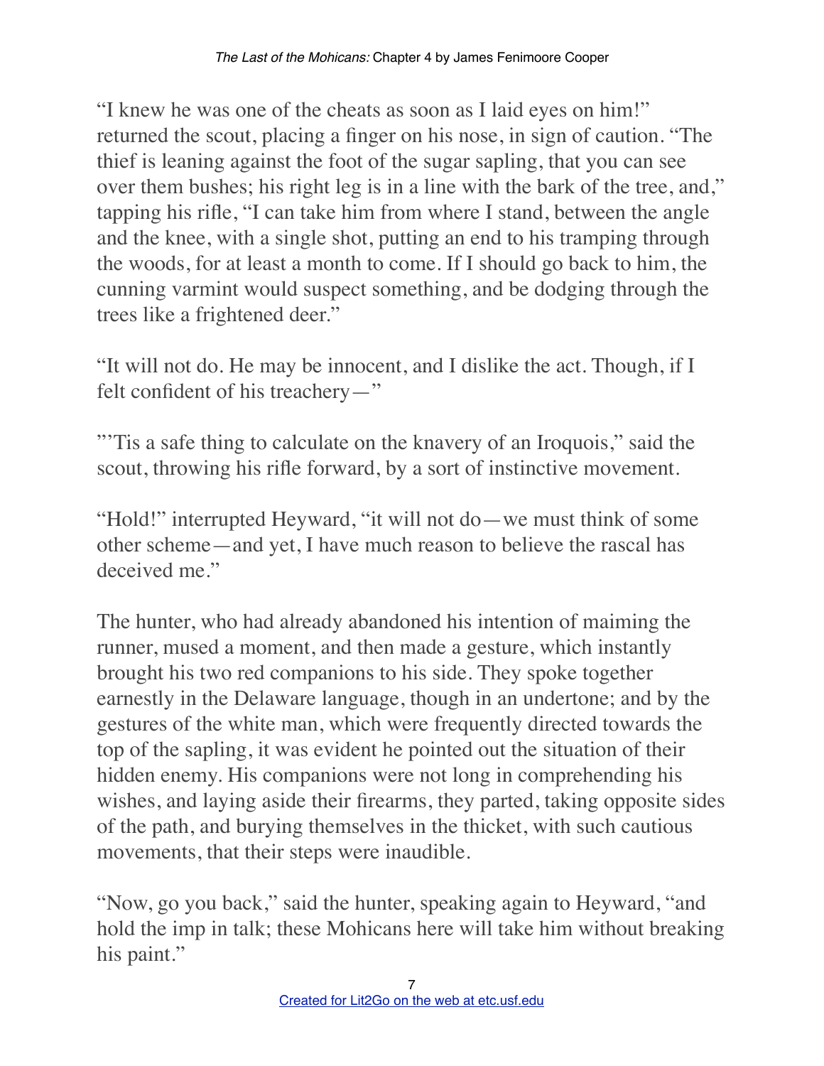"I knew he was one of the cheats as soon as I laid eyes on him!" returned the scout, placing a finger on his nose, in sign of caution. "The thief is leaning against the foot of the sugar sapling, that you can see over them bushes; his right leg is in a line with the bark of the tree, and," tapping his rifle, "I can take him from where I stand, between the angle and the knee, with a single shot, putting an end to his tramping through the woods, for at least a month to come. If I should go back to him, the cunning varmint would suspect something, and be dodging through the trees like a frightened deer."

"It will not do. He may be innocent, and I dislike the act. Though, if I felt confident of his treachery—"

"'Tis a safe thing to calculate on the knavery of an Iroquois," said the scout, throwing his rifle forward, by a sort of instinctive movement.

"Hold!" interrupted Heyward, "it will not do—we must think of some other scheme—and yet, I have much reason to believe the rascal has deceived me."

The hunter, who had already abandoned his intention of maiming the runner, mused a moment, and then made a gesture, which instantly brought his two red companions to his side. They spoke together earnestly in the Delaware language, though in an undertone; and by the gestures of the white man, which were frequently directed towards the top of the sapling, it was evident he pointed out the situation of their hidden enemy. His companions were not long in comprehending his wishes, and laying aside their firearms, they parted, taking opposite sides of the path, and burying themselves in the thicket, with such cautious movements, that their steps were inaudible.

"Now, go you back," said the hunter, speaking again to Heyward, "and hold the imp in talk; these Mohicans here will take him without breaking his paint."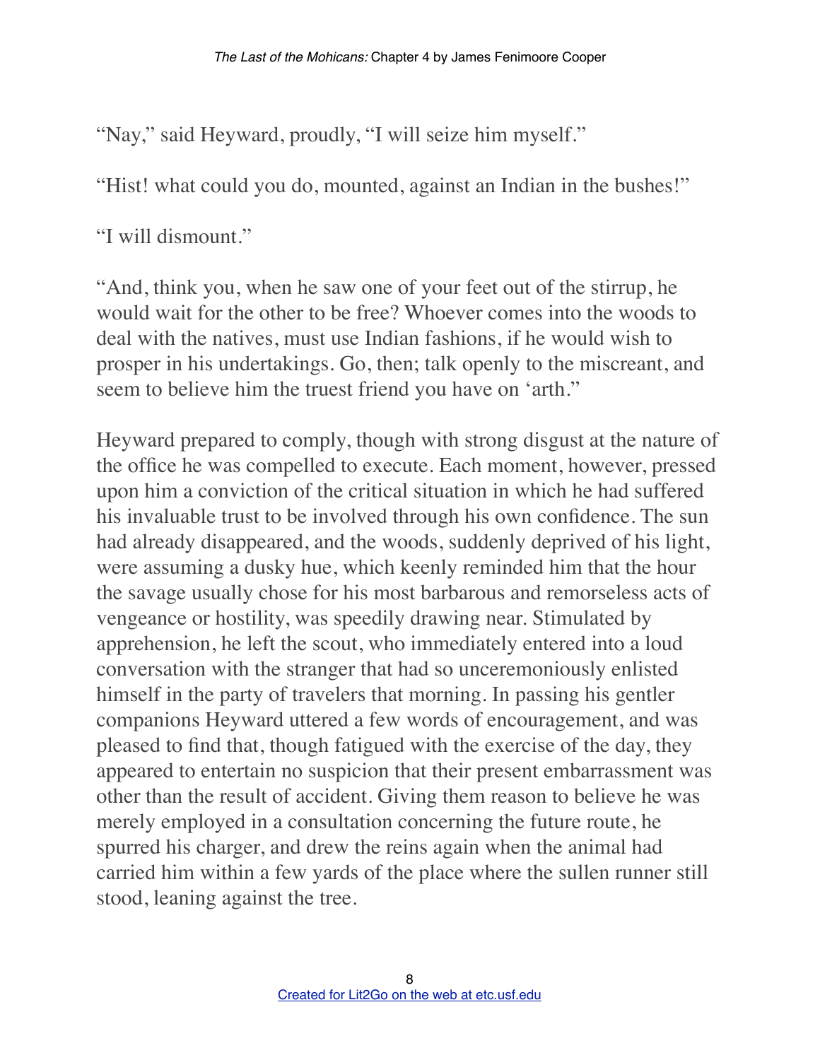"Nay," said Heyward, proudly, "I will seize him myself."

"Hist! what could you do, mounted, against an Indian in the bushes!"

"I will dismount."

"And, think you, when he saw one of your feet out of the stirrup, he would wait for the other to be free? Whoever comes into the woods to deal with the natives, must use Indian fashions, if he would wish to prosper in his undertakings. Go, then; talk openly to the miscreant, and seem to believe him the truest friend you have on 'arth."

Heyward prepared to comply, though with strong disgust at the nature of the office he was compelled to execute. Each moment, however, pressed upon him a conviction of the critical situation in which he had suffered his invaluable trust to be involved through his own confidence. The sun had already disappeared, and the woods, suddenly deprived of his light, were assuming a dusky hue, which keenly reminded him that the hour the savage usually chose for his most barbarous and remorseless acts of vengeance or hostility, was speedily drawing near. Stimulated by apprehension, he left the scout, who immediately entered into a loud conversation with the stranger that had so unceremoniously enlisted himself in the party of travelers that morning. In passing his gentler companions Heyward uttered a few words of encouragement, and was pleased to find that, though fatigued with the exercise of the day, they appeared to entertain no suspicion that their present embarrassment was other than the result of accident. Giving them reason to believe he was merely employed in a consultation concerning the future route, he spurred his charger, and drew the reins again when the animal had carried him within a few yards of the place where the sullen runner still stood, leaning against the tree.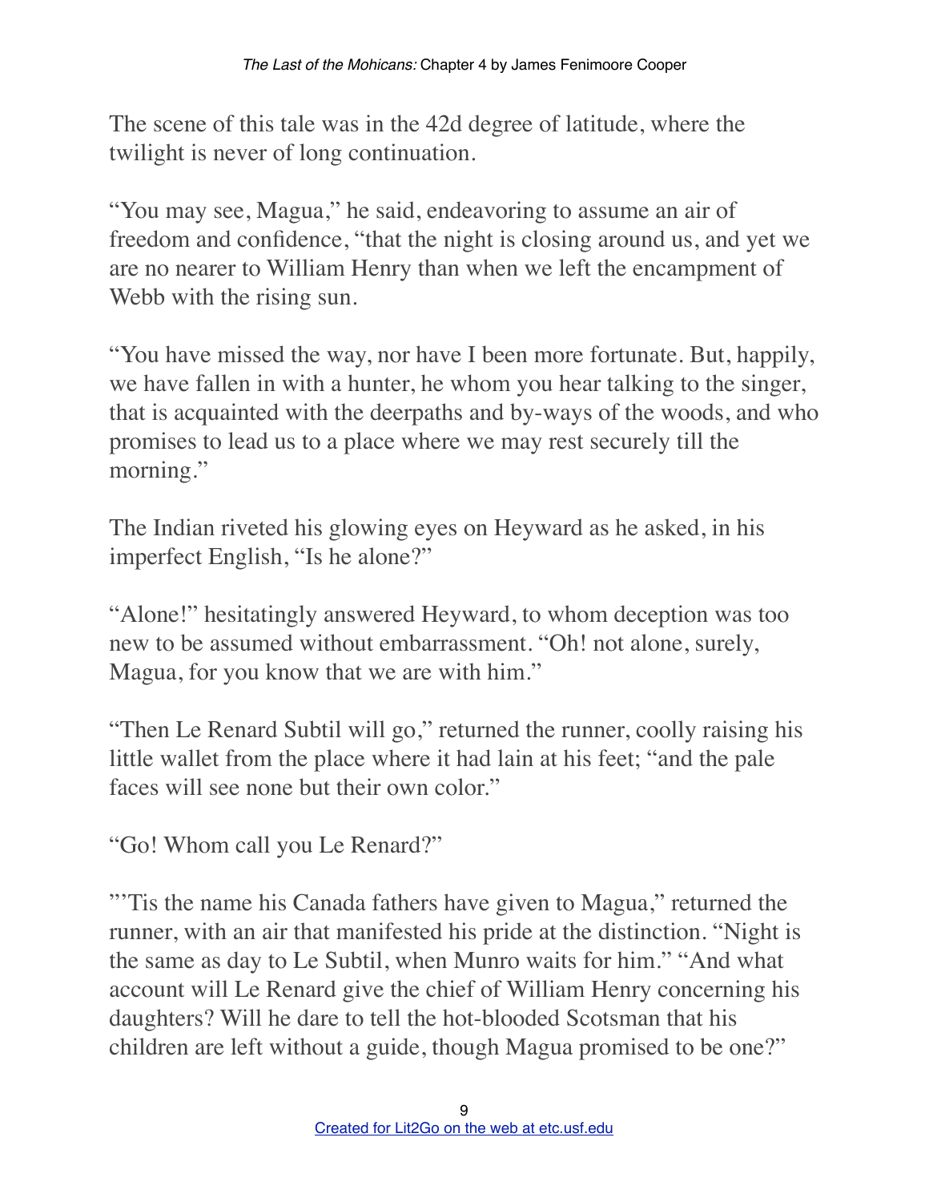The scene of this tale was in the 42d degree of latitude, where the twilight is never of long continuation.

"You may see, Magua," he said, endeavoring to assume an air of freedom and confidence, "that the night is closing around us, and yet we are no nearer to William Henry than when we left the encampment of Webb with the rising sun.

"You have missed the way, nor have I been more fortunate. But, happily, we have fallen in with a hunter, he whom you hear talking to the singer, that is acquainted with the deerpaths and by-ways of the woods, and who promises to lead us to a place where we may rest securely till the morning."

The Indian riveted his glowing eyes on Heyward as he asked, in his imperfect English, "Is he alone?"

"Alone!" hesitatingly answered Heyward, to whom deception was too new to be assumed without embarrassment. "Oh! not alone, surely, Magua, for you know that we are with him."

"Then Le Renard Subtil will go," returned the runner, coolly raising his little wallet from the place where it had lain at his feet; "and the pale faces will see none but their own color."

"Go! Whom call you Le Renard?"

"'Tis the name his Canada fathers have given to Magua," returned the runner, with an air that manifested his pride at the distinction. "Night is the same as day to Le Subtil, when Munro waits for him." "And what account will Le Renard give the chief of William Henry concerning his daughters? Will he dare to tell the hot-blooded Scotsman that his children are left without a guide, though Magua promised to be one?"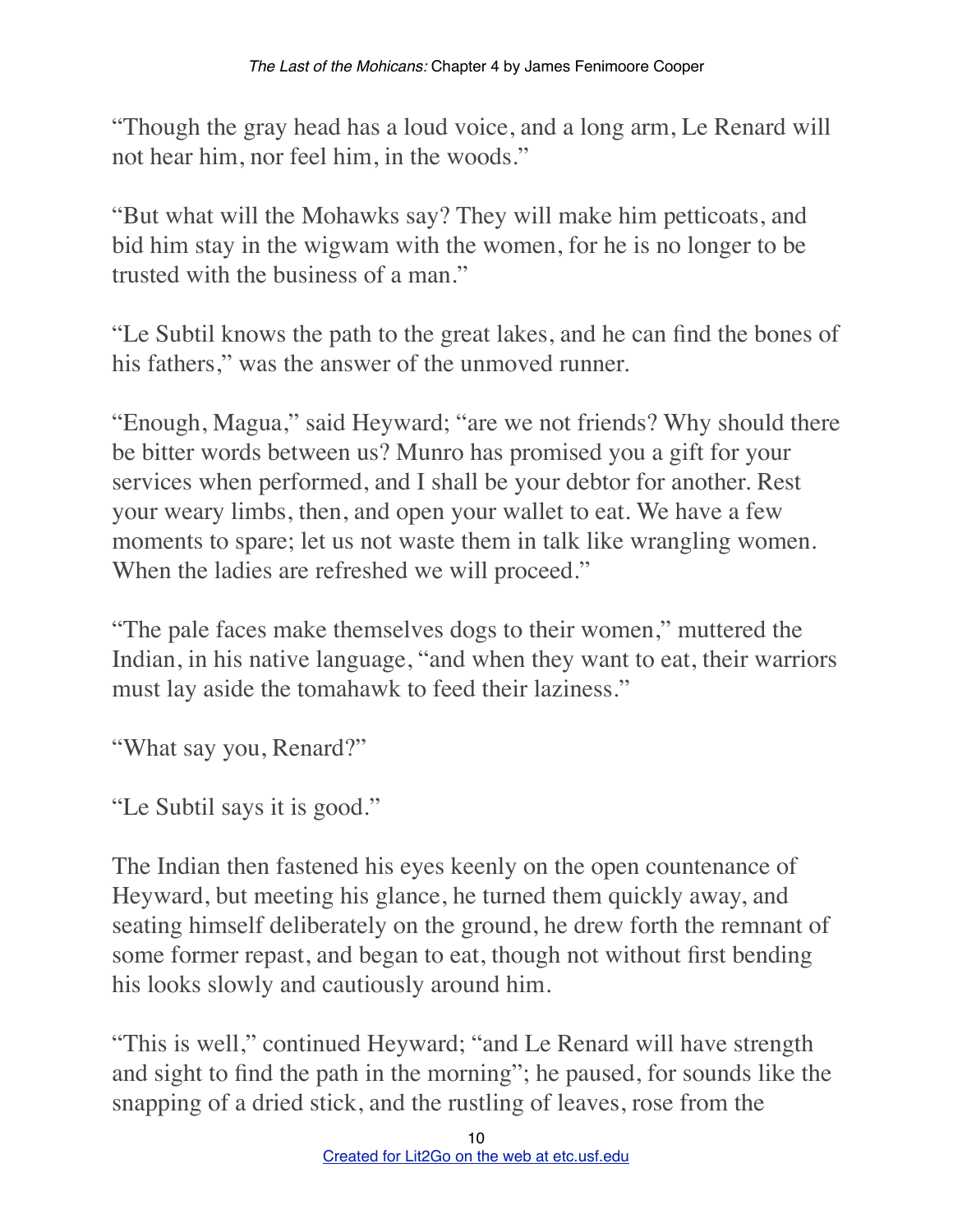"Though the gray head has a loud voice, and a long arm, Le Renard will not hear him, nor feel him, in the woods."

"But what will the Mohawks say? They will make him petticoats, and bid him stay in the wigwam with the women, for he is no longer to be trusted with the business of a man."

"Le Subtil knows the path to the great lakes, and he can find the bones of his fathers," was the answer of the unmoved runner.

"Enough, Magua," said Heyward; "are we not friends? Why should there be bitter words between us? Munro has promised you a gift for your services when performed, and I shall be your debtor for another. Rest your weary limbs, then, and open your wallet to eat. We have a few moments to spare; let us not waste them in talk like wrangling women. When the ladies are refreshed we will proceed."

"The pale faces make themselves dogs to their women," muttered the Indian, in his native language, "and when they want to eat, their warriors must lay aside the tomahawk to feed their laziness."

"What say you, Renard?"

"Le Subtil says it is good."

The Indian then fastened his eyes keenly on the open countenance of Heyward, but meeting his glance, he turned them quickly away, and seating himself deliberately on the ground, he drew forth the remnant of some former repast, and began to eat, though not without first bending his looks slowly and cautiously around him.

"This is well," continued Heyward; "and Le Renard will have strength and sight to find the path in the morning"; he paused, for sounds like the snapping of a dried stick, and the rustling of leaves, rose from the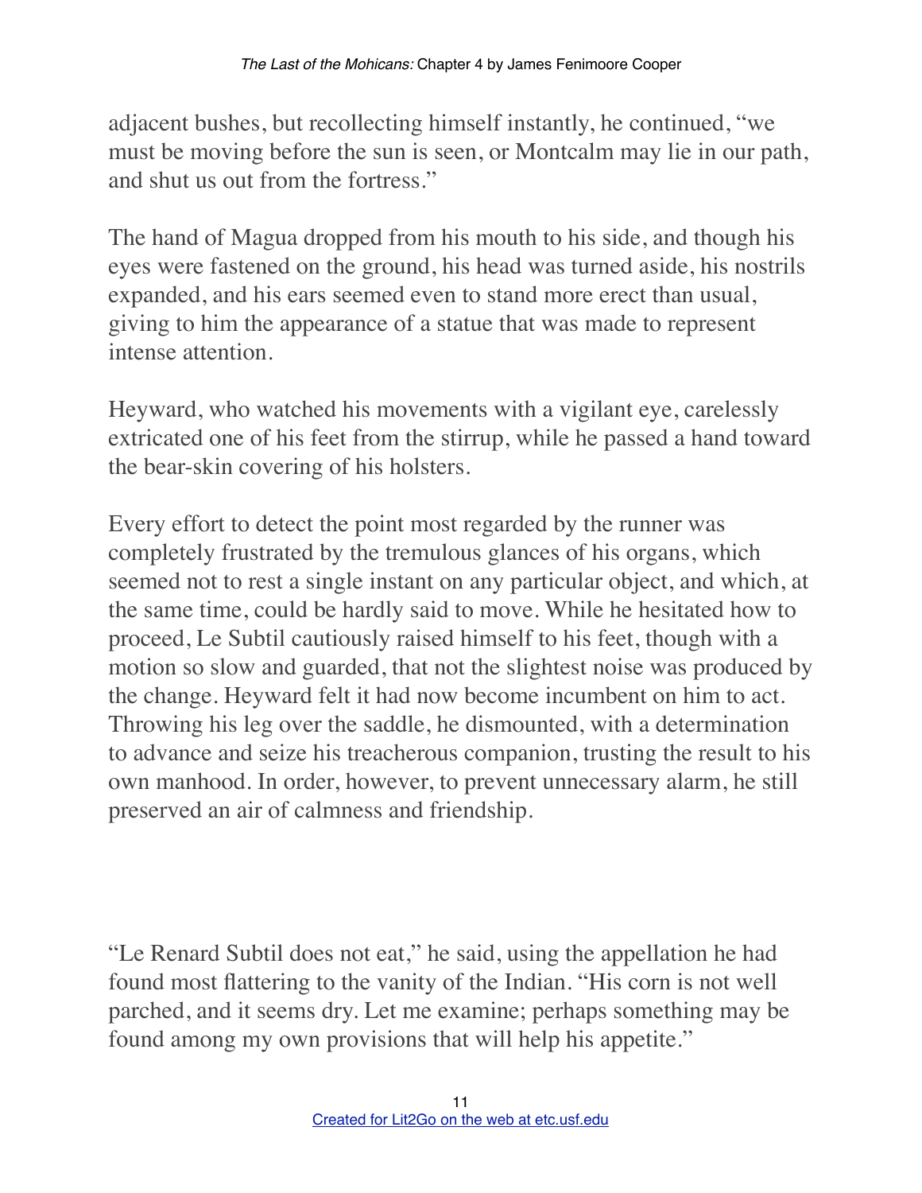adjacent bushes, but recollecting himself instantly, he continued, "we must be moving before the sun is seen, or Montcalm may lie in our path, and shut us out from the fortress."

The hand of Magua dropped from his mouth to his side, and though his eyes were fastened on the ground, his head was turned aside, his nostrils expanded, and his ears seemed even to stand more erect than usual, giving to him the appearance of a statue that was made to represent intense attention.

Heyward, who watched his movements with a vigilant eye, carelessly extricated one of his feet from the stirrup, while he passed a hand toward the bear-skin covering of his holsters.

Every effort to detect the point most regarded by the runner was completely frustrated by the tremulous glances of his organs, which seemed not to rest a single instant on any particular object, and which, at the same time, could be hardly said to move. While he hesitated how to proceed, Le Subtil cautiously raised himself to his feet, though with a motion so slow and guarded, that not the slightest noise was produced by the change. Heyward felt it had now become incumbent on him to act. Throwing his leg over the saddle, he dismounted, with a determination to advance and seize his treacherous companion, trusting the result to his own manhood. In order, however, to prevent unnecessary alarm, he still preserved an air of calmness and friendship.

"Le Renard Subtil does not eat," he said, using the appellation he had found most flattering to the vanity of the Indian. "His corn is not well parched, and it seems dry. Let me examine; perhaps something may be found among my own provisions that will help his appetite."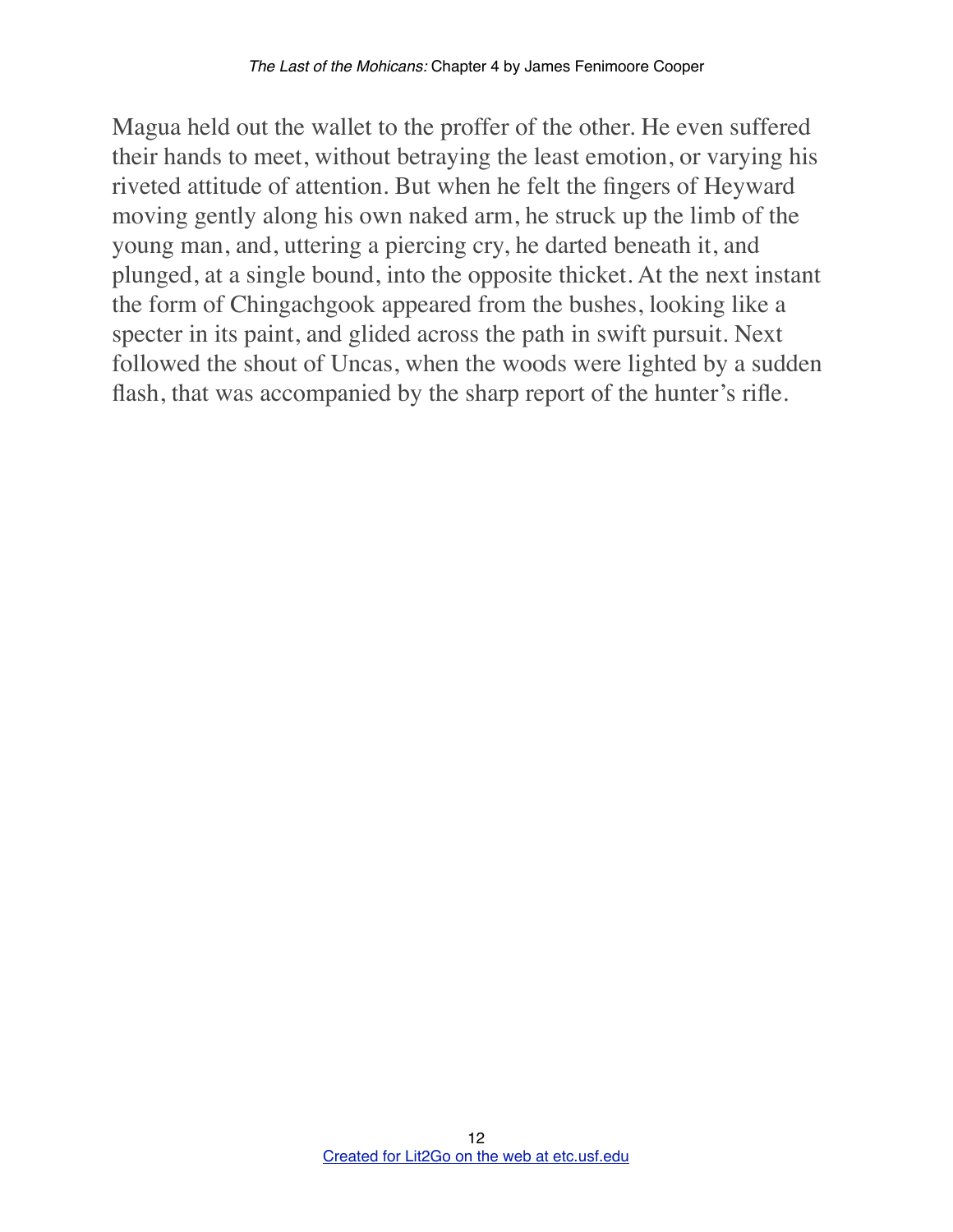Magua held out the wallet to the proffer of the other. He even suffered their hands to meet, without betraying the least emotion, or varying his riveted attitude of attention. But when he felt the fingers of Heyward moving gently along his own naked arm, he struck up the limb of the young man, and, uttering a piercing cry, he darted beneath it, and plunged, at a single bound, into the opposite thicket. At the next instant the form of Chingachgook appeared from the bushes, looking like a specter in its paint, and glided across the path in swift pursuit. Next followed the shout of Uncas, when the woods were lighted by a sudden flash, that was accompanied by the sharp report of the hunter's rifle.